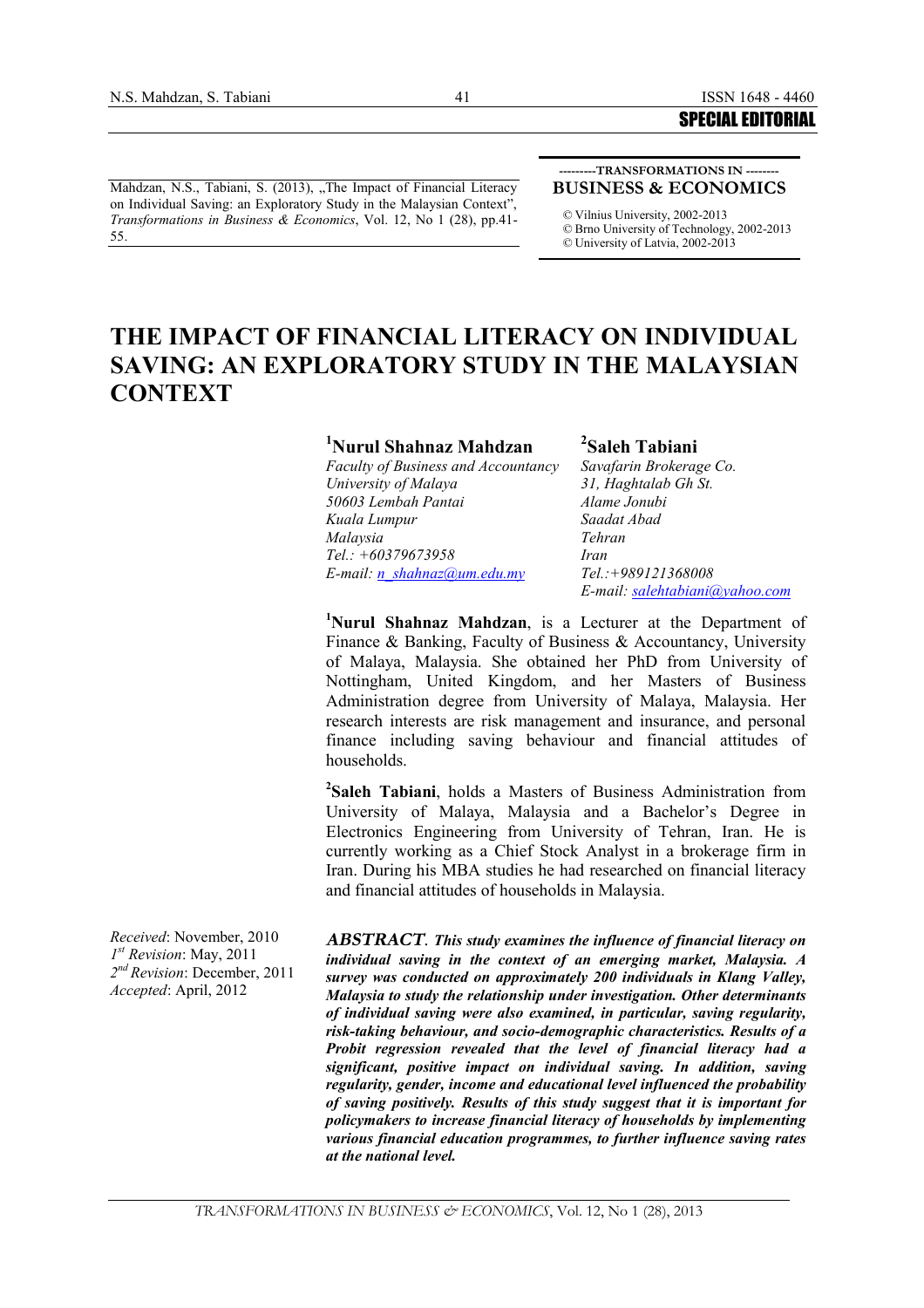SPECIAL EDITORIAL

Mahdzan, N.S., Tabiani, S. (2013), „The Impact of Financial Literacy on Individual Saving: an Exploratory Study in the Malaysian Context", *Transformations in Business & Economics*, Vol. 12, No 1 (28), pp.41-55.

---------TRANSFORMATIONS IN --------
**BUSINESS & ECONOMICS**

© Vilnius University, 2002-2013
© Brno University of Technology, 2002-2013
© University of Latvia, 2002-2013

# THE IMPACT OF FINANCIAL LITERACY ON INDIVIDUAL SAVING: AN EXPLORATORY STUDY IN THE MALAYSIAN CONTEXT

**[1]Nurul Shahnaz Mahdzan**
*Faculty of Business and Accountancy*
*University of Malaya*
*50603 Lembah Pantai*
*Kuala Lumpur*
*Malaysia*
*Tel.: +60379673958*
*E-mail: n_shahnaz@um.edu.my*

**[2]Saleh Tabiani**
*Savafarin Brokerage Co.*
*31, Haghtalab Gh St.*
*Alame Jonubi*
*Saadat Abad*
*Tehran*
*Iran*
*Tel.:+989121368008*
*E-mail: salehtabiani@yahoo.com*

**[1]Nurul Shahnaz Mahdzan**, is a Lecturer at the Department of Finance & Banking, Faculty of Business & Accountancy, University of Malaya, Malaysia. She obtained her PhD from University of Nottingham, United Kingdom, and her Masters of Business Administration degree from University of Malaya, Malaysia. Her research interests are risk management and insurance, and personal finance including saving behaviour and financial attitudes of households.

**[2]Saleh Tabiani**, holds a Masters of Business Administration from University of Malaya, Malaysia and a Bachelor's Degree in Electronics Engineering from University of Tehran, Iran. He is currently working as a Chief Stock Analyst in a brokerage firm in Iran. During his MBA studies he had researched on financial literacy and financial attitudes of households in Malaysia.

*Received*: November, 2010
*1st Revision*: May, 2011
*2nd Revision*: December, 2011
*Accepted*: April, 2012

***ABSTRACT*. *This study examines the influence of financial literacy on individual saving in the context of an emerging market, Malaysia. A survey was conducted on approximately 200 individuals in Klang Valley, Malaysia to study the relationship under investigation. Other determinants of individual saving were also examined, in particular, saving regularity, risk-taking behaviour, and socio-demographic characteristics. Results of a Probit regression revealed that the level of financial literacy had a significant, positive impact on individual saving. In addition, saving regularity, gender, income and educational level influenced the probability of saving positively. Results of this study suggest that it is important for policymakers to increase financial literacy of households by implementing various financial education programmes, to further influence saving rates at the national level.***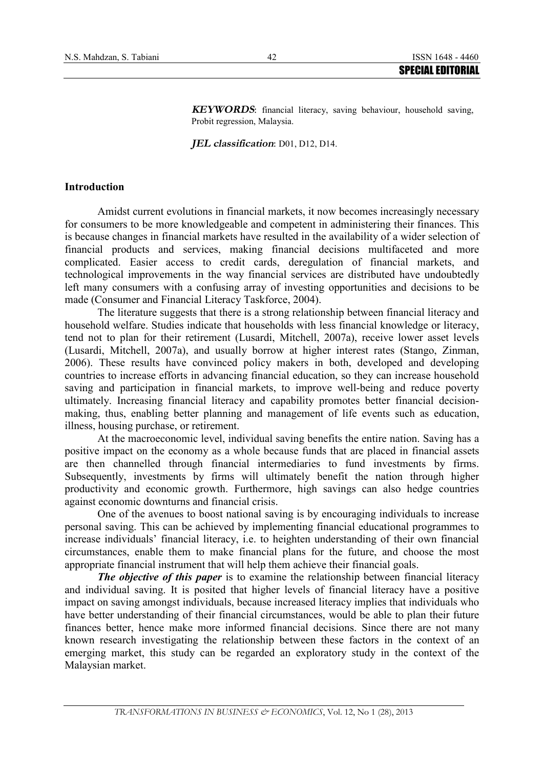***KEYWORDS***: financial literacy, saving behaviour, household saving, Probit regression, Malaysia.

***JEL classification***: D01, D12, D14.

## Introduction

Amidst current evolutions in financial markets, it now becomes increasingly necessary for consumers to be more knowledgeable and competent in administering their finances. This is because changes in financial markets have resulted in the availability of a wider selection of financial products and services, making financial decisions multifaceted and more complicated. Easier access to credit cards, deregulation of financial markets, and technological improvements in the way financial services are distributed have undoubtedly left many consumers with a confusing array of investing opportunities and decisions to be made (Consumer and Financial Literacy Taskforce, 2004).

The literature suggests that there is a strong relationship between financial literacy and household welfare. Studies indicate that households with less financial knowledge or literacy, tend not to plan for their retirement (Lusardi, Mitchell, 2007a), receive lower asset levels (Lusardi, Mitchell, 2007a), and usually borrow at higher interest rates (Stango, Zinman, 2006). These results have convinced policy makers in both, developed and developing countries to increase efforts in advancing financial education, so they can increase household saving and participation in financial markets, to improve well-being and reduce poverty ultimately. Increasing financial literacy and capability promotes better financial decision-making, thus, enabling better planning and management of life events such as education, illness, housing purchase, or retirement.

At the macroeconomic level, individual saving benefits the entire nation. Saving has a positive impact on the economy as a whole because funds that are placed in financial assets are then channelled through financial intermediaries to fund investments by firms. Subsequently, investments by firms will ultimately benefit the nation through higher productivity and economic growth. Furthermore, high savings can also hedge countries against economic downturns and financial crisis.

One of the avenues to boost national saving is by encouraging individuals to increase personal saving. This can be achieved by implementing financial educational programmes to increase individuals' financial literacy, i.e. to heighten understanding of their own financial circumstances, enable them to make financial plans for the future, and choose the most appropriate financial instrument that will help them achieve their financial goals.

***The objective of this paper*** is to examine the relationship between financial literacy and individual saving. It is posited that higher levels of financial literacy have a positive impact on saving amongst individuals, because increased literacy implies that individuals who have better understanding of their financial circumstances, would be able to plan their future finances better, hence make more informed financial decisions. Since there are not many known research investigating the relationship between these factors in the context of an emerging market, this study can be regarded an exploratory study in the context of the Malaysian market.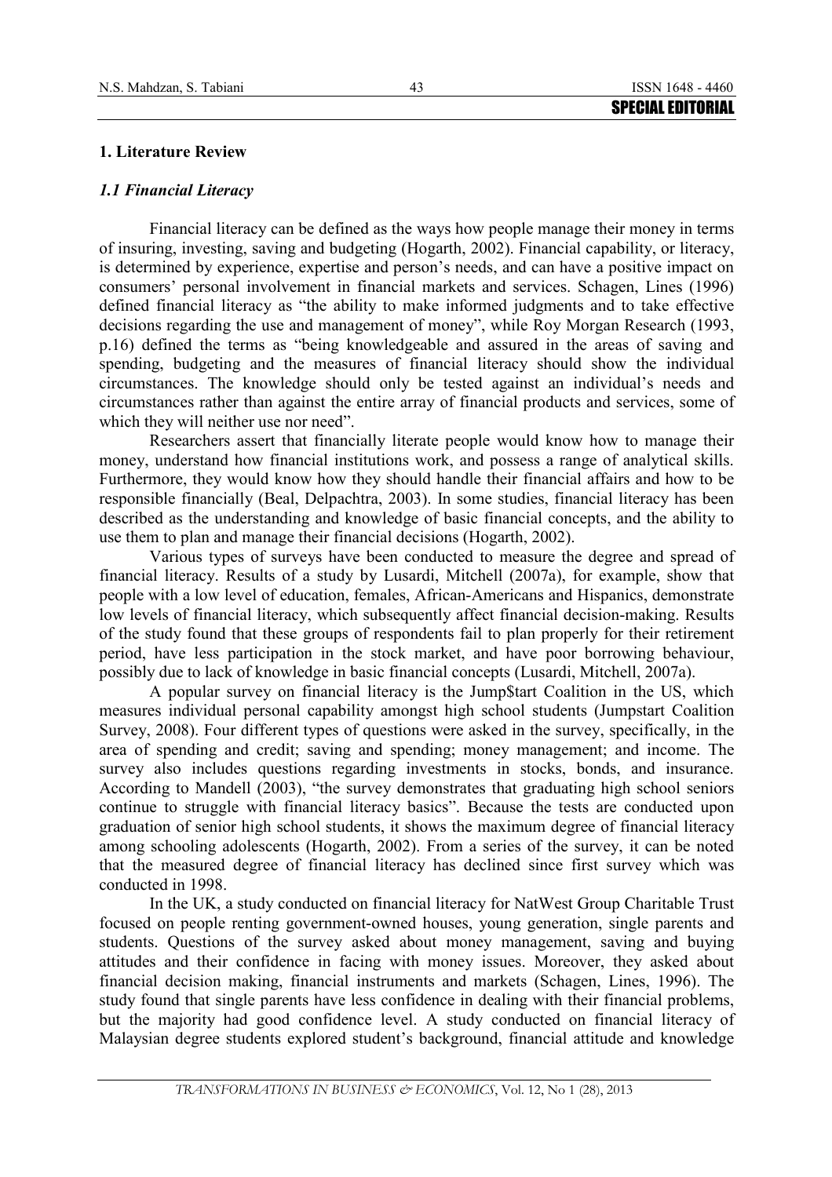## 1. Literature Review

### *1.1 Financial Literacy*

Financial literacy can be defined as the ways how people manage their money in terms of insuring, investing, saving and budgeting (Hogarth, 2002). Financial capability, or literacy, is determined by experience, expertise and person's needs, and can have a positive impact on consumers' personal involvement in financial markets and services. Schagen, Lines (1996) defined financial literacy as "the ability to make informed judgments and to take effective decisions regarding the use and management of money", while Roy Morgan Research (1993, p.16) defined the terms as "being knowledgeable and assured in the areas of saving and spending, budgeting and the measures of financial literacy should show the individual circumstances. The knowledge should only be tested against an individual's needs and circumstances rather than against the entire array of financial products and services, some of which they will neither use nor need".

Researchers assert that financially literate people would know how to manage their money, understand how financial institutions work, and possess a range of analytical skills. Furthermore, they would know how they should handle their financial affairs and how to be responsible financially (Beal, Delpachtra, 2003). In some studies, financial literacy has been described as the understanding and knowledge of basic financial concepts, and the ability to use them to plan and manage their financial decisions (Hogarth, 2002).

Various types of surveys have been conducted to measure the degree and spread of financial literacy. Results of a study by Lusardi, Mitchell (2007a), for example, show that people with a low level of education, females, African-Americans and Hispanics, demonstrate low levels of financial literacy, which subsequently affect financial decision-making. Results of the study found that these groups of respondents fail to plan properly for their retirement period, have less participation in the stock market, and have poor borrowing behaviour, possibly due to lack of knowledge in basic financial concepts (Lusardi, Mitchell, 2007a).

A popular survey on financial literacy is the Jump$tart Coalition in the US, which measures individual personal capability amongst high school students (Jumpstart Coalition Survey, 2008). Four different types of questions were asked in the survey, specifically, in the area of spending and credit; saving and spending; money management; and income. The survey also includes questions regarding investments in stocks, bonds, and insurance. According to Mandell (2003), "the survey demonstrates that graduating high school seniors continue to struggle with financial literacy basics". Because the tests are conducted upon graduation of senior high school students, it shows the maximum degree of financial literacy among schooling adolescents (Hogarth, 2002). From a series of the survey, it can be noted that the measured degree of financial literacy has declined since first survey which was conducted in 1998.

In the UK, a study conducted on financial literacy for NatWest Group Charitable Trust focused on people renting government-owned houses, young generation, single parents and students. Questions of the survey asked about money management, saving and buying attitudes and their confidence in facing with money issues. Moreover, they asked about financial decision making, financial instruments and markets (Schagen, Lines, 1996). The study found that single parents have less confidence in dealing with their financial problems, but the majority had good confidence level. A study conducted on financial literacy of Malaysian degree students explored student's background, financial attitude and knowledge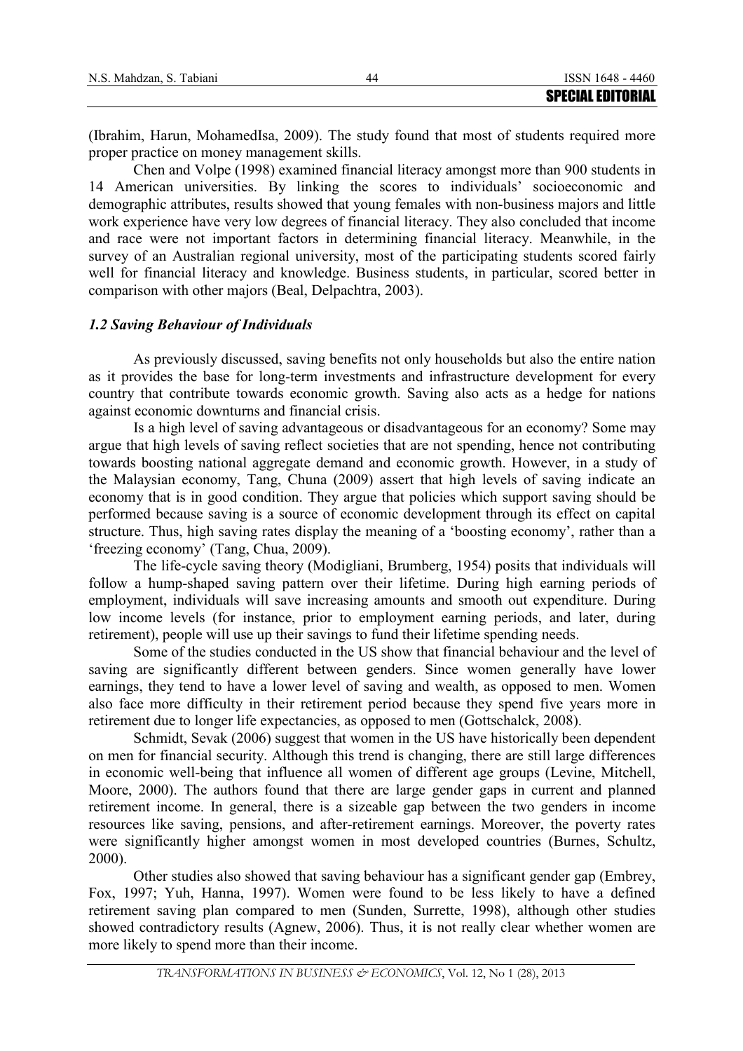(Ibrahim, Harun, MohamedIsa, 2009). The study found that most of students required more proper practice on money management skills.

Chen and Volpe (1998) examined financial literacy amongst more than 900 students in 14 American universities. By linking the scores to individuals' socioeconomic and demographic attributes, results showed that young females with non-business majors and little work experience have very low degrees of financial literacy. They also concluded that income and race were not important factors in determining financial literacy. Meanwhile, in the survey of an Australian regional university, most of the participating students scored fairly well for financial literacy and knowledge. Business students, in particular, scored better in comparison with other majors (Beal, Delpachtra, 2003).

### *1.2 Saving Behaviour of Individuals*

As previously discussed, saving benefits not only households but also the entire nation as it provides the base for long-term investments and infrastructure development for every country that contribute towards economic growth. Saving also acts as a hedge for nations against economic downturns and financial crisis.

Is a high level of saving advantageous or disadvantageous for an economy? Some may argue that high levels of saving reflect societies that are not spending, hence not contributing towards boosting national aggregate demand and economic growth. However, in a study of the Malaysian economy, Tang, Chuna (2009) assert that high levels of saving indicate an economy that is in good condition. They argue that policies which support saving should be performed because saving is a source of economic development through its effect on capital structure. Thus, high saving rates display the meaning of a 'boosting economy', rather than a 'freezing economy' (Tang, Chua, 2009).

The life-cycle saving theory (Modigliani, Brumberg, 1954) posits that individuals will follow a hump-shaped saving pattern over their lifetime. During high earning periods of employment, individuals will save increasing amounts and smooth out expenditure. During low income levels (for instance, prior to employment earning periods, and later, during retirement), people will use up their savings to fund their lifetime spending needs.

Some of the studies conducted in the US show that financial behaviour and the level of saving are significantly different between genders. Since women generally have lower earnings, they tend to have a lower level of saving and wealth, as opposed to men. Women also face more difficulty in their retirement period because they spend five years more in retirement due to longer life expectancies, as opposed to men (Gottschalck, 2008).

Schmidt, Sevak (2006) suggest that women in the US have historically been dependent on men for financial security. Although this trend is changing, there are still large differences in economic well-being that influence all women of different age groups (Levine, Mitchell, Moore, 2000). The authors found that there are large gender gaps in current and planned retirement income. In general, there is a sizeable gap between the two genders in income resources like saving, pensions, and after-retirement earnings. Moreover, the poverty rates were significantly higher amongst women in most developed countries (Burnes, Schultz, 2000).

Other studies also showed that saving behaviour has a significant gender gap (Embrey, Fox, 1997; Yuh, Hanna, 1997). Women were found to be less likely to have a defined retirement saving plan compared to men (Sunden, Surrette, 1998), although other studies showed contradictory results (Agnew, 2006). Thus, it is not really clear whether women are more likely to spend more than their income.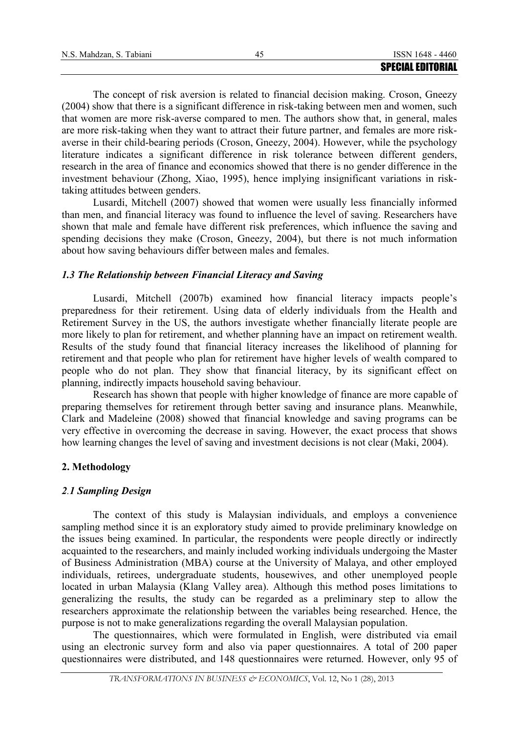The concept of risk aversion is related to financial decision making. Croson, Gneezy (2004) show that there is a significant difference in risk-taking between men and women, such that women are more risk-averse compared to men. The authors show that, in general, males are more risk-taking when they want to attract their future partner, and females are more risk-averse in their child-bearing periods (Croson, Gneezy, 2004). However, while the psychology literature indicates a significant difference in risk tolerance between different genders, research in the area of finance and economics showed that there is no gender difference in the investment behaviour (Zhong, Xiao, 1995), hence implying insignificant variations in risk-taking attitudes between genders.

Lusardi, Mitchell (2007) showed that women were usually less financially informed than men, and financial literacy was found to influence the level of saving. Researchers have shown that male and female have different risk preferences, which influence the saving and spending decisions they make (Croson, Gneezy, 2004), but there is not much information about how saving behaviours differ between males and females.

### *1.3 The Relationship between Financial Literacy and Saving*

Lusardi, Mitchell (2007b) examined how financial literacy impacts people's preparedness for their retirement. Using data of elderly individuals from the Health and Retirement Survey in the US, the authors investigate whether financially literate people are more likely to plan for retirement, and whether planning have an impact on retirement wealth. Results of the study found that financial literacy increases the likelihood of planning for retirement and that people who plan for retirement have higher levels of wealth compared to people who do not plan. They show that financial literacy, by its significant effect on planning, indirectly impacts household saving behaviour.

Research has shown that people with higher knowledge of finance are more capable of preparing themselves for retirement through better saving and insurance plans. Meanwhile, Clark and Madeleine (2008) showed that financial knowledge and saving programs can be very effective in overcoming the decrease in saving. However, the exact process that shows how learning changes the level of saving and investment decisions is not clear (Maki, 2004).

## 2. Methodology

### *2.1 Sampling Design*

The context of this study is Malaysian individuals, and employs a convenience sampling method since it is an exploratory study aimed to provide preliminary knowledge on the issues being examined. In particular, the respondents were people directly or indirectly acquainted to the researchers, and mainly included working individuals undergoing the Master of Business Administration (MBA) course at the University of Malaya, and other employed individuals, retirees, undergraduate students, housewives, and other unemployed people located in urban Malaysia (Klang Valley area). Although this method poses limitations to generalizing the results, the study can be regarded as a preliminary step to allow the researchers approximate the relationship between the variables being researched. Hence, the purpose is not to make generalizations regarding the overall Malaysian population.

The questionnaires, which were formulated in English, were distributed via email using an electronic survey form and also via paper questionnaires. A total of 200 paper questionnaires were distributed, and 148 questionnaires were returned. However, only 95 of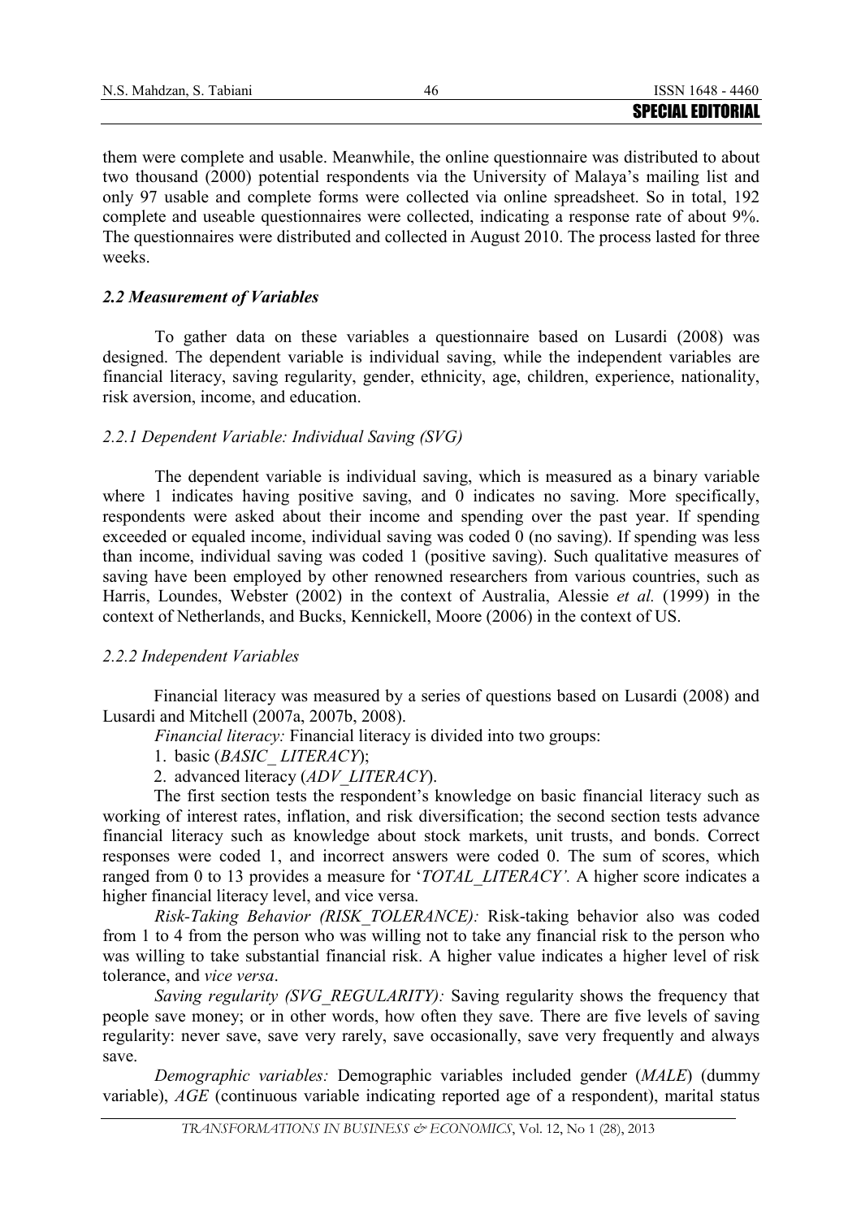them were complete and usable. Meanwhile, the online questionnaire was distributed to about two thousand (2000) potential respondents via the University of Malaya's mailing list and only 97 usable and complete forms were collected via online spreadsheet. So in total, 192 complete and useable questionnaires were collected, indicating a response rate of about 9%. The questionnaires were distributed and collected in August 2010. The process lasted for three weeks.

### *2.2 Measurement of Variables*

To gather data on these variables a questionnaire based on Lusardi (2008) was designed. The dependent variable is individual saving, while the independent variables are financial literacy, saving regularity, gender, ethnicity, age, children, experience, nationality, risk aversion, income, and education.

#### *2.2.1 Dependent Variable: Individual Saving (SVG)*

The dependent variable is individual saving, which is measured as a binary variable where 1 indicates having positive saving, and 0 indicates no saving. More specifically, respondents were asked about their income and spending over the past year. If spending exceeded or equaled income, individual saving was coded 0 (no saving). If spending was less than income, individual saving was coded 1 (positive saving). Such qualitative measures of saving have been employed by other renowned researchers from various countries, such as Harris, Loundes, Webster (2002) in the context of Australia, Alessie *et al.* (1999) in the context of Netherlands, and Bucks, Kennickell, Moore (2006) in the context of US.

#### *2.2.2 Independent Variables*

Financial literacy was measured by a series of questions based on Lusardi (2008) and Lusardi and Mitchell (2007a, 2007b, 2008).

*Financial literacy:* Financial literacy is divided into two groups:

1. basic (*BASIC_ LITERACY*);
2. advanced literacy (*ADV_LITERACY*).

The first section tests the respondent's knowledge on basic financial literacy such as working of interest rates, inflation, and risk diversification; the second section tests advance financial literacy such as knowledge about stock markets, unit trusts, and bonds. Correct responses were coded 1, and incorrect answers were coded 0. The sum of scores, which ranged from 0 to 13 provides a measure for '*TOTAL_LITERACY'*. A higher score indicates a higher financial literacy level, and vice versa.

*Risk-Taking Behavior (RISK_TOLERANCE):* Risk-taking behavior also was coded from 1 to 4 from the person who was willing not to take any financial risk to the person who was willing to take substantial financial risk. A higher value indicates a higher level of risk tolerance, and *vice versa*.

*Saving regularity (SVG_REGULARITY):* Saving regularity shows the frequency that people save money; or in other words, how often they save. There are five levels of saving regularity: never save, save very rarely, save occasionally, save very frequently and always save.

*Demographic variables:* Demographic variables included gender (*MALE*) (dummy variable), *AGE* (continuous variable indicating reported age of a respondent), marital status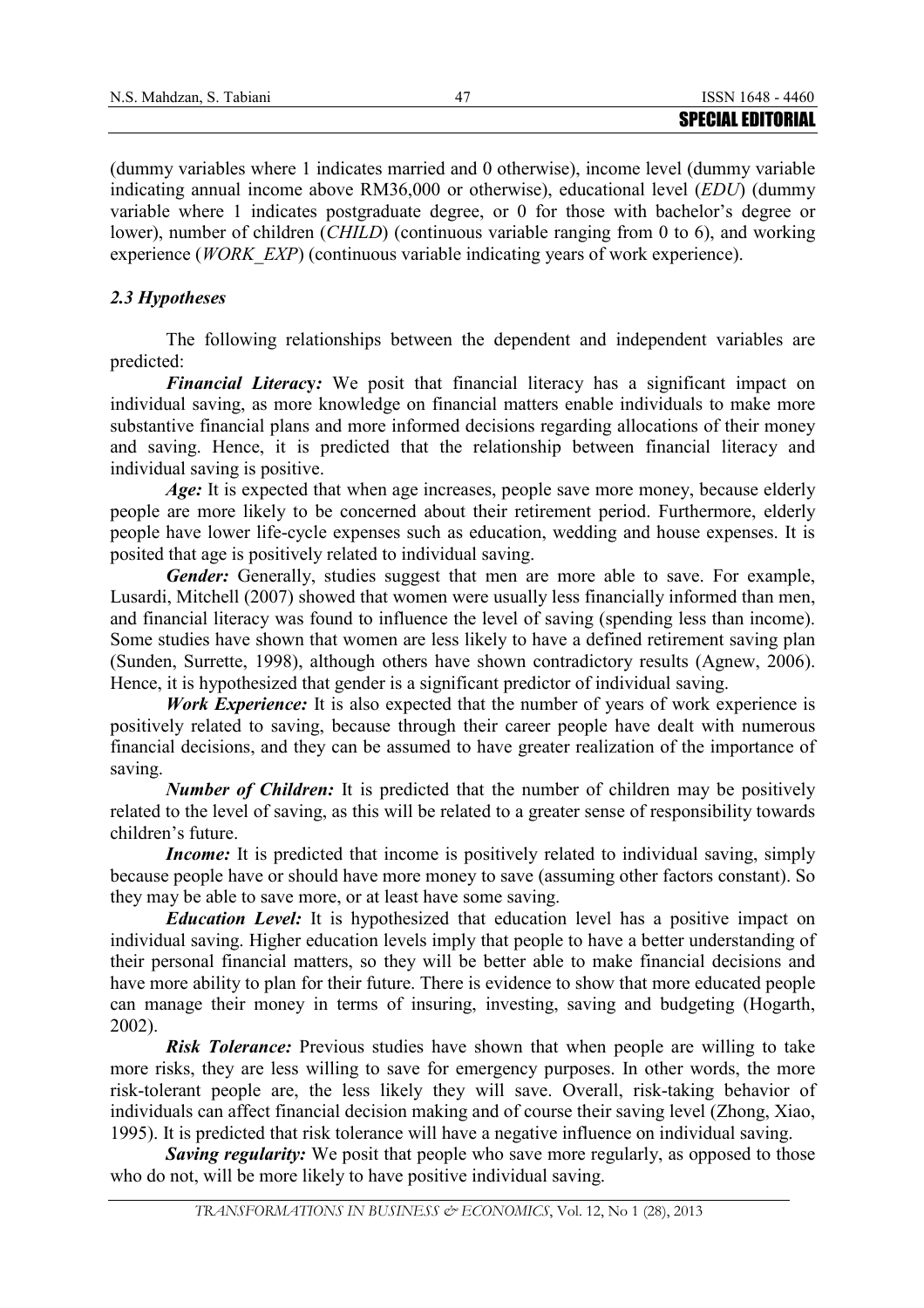(dummy variables where 1 indicates married and 0 otherwise), income level (dummy variable indicating annual income above RM36,000 or otherwise), educational level (*EDU*) (dummy variable where 1 indicates postgraduate degree, or 0 for those with bachelor's degree or lower), number of children (*CHILD*) (continuous variable ranging from 0 to 6), and working experience (*WORK_EXP*) (continuous variable indicating years of work experience).

### *2.3 Hypotheses*

The following relationships between the dependent and independent variables are predicted:

***Financial Literacy:*** We posit that financial literacy has a significant impact on individual saving, as more knowledge on financial matters enable individuals to make more substantive financial plans and more informed decisions regarding allocations of their money and saving. Hence, it is predicted that the relationship between financial literacy and individual saving is positive.

***Age:*** It is expected that when age increases, people save more money, because elderly people are more likely to be concerned about their retirement period. Furthermore, elderly people have lower life-cycle expenses such as education, wedding and house expenses. It is posited that age is positively related to individual saving.

***Gender:*** Generally, studies suggest that men are more able to save. For example, Lusardi, Mitchell (2007) showed that women were usually less financially informed than men, and financial literacy was found to influence the level of saving (spending less than income). Some studies have shown that women are less likely to have a defined retirement saving plan (Sunden, Surrette, 1998), although others have shown contradictory results (Agnew, 2006). Hence, it is hypothesized that gender is a significant predictor of individual saving.

***Work Experience:*** It is also expected that the number of years of work experience is positively related to saving, because through their career people have dealt with numerous financial decisions, and they can be assumed to have greater realization of the importance of saving.

***Number of Children:*** It is predicted that the number of children may be positively related to the level of saving, as this will be related to a greater sense of responsibility towards children's future.

***Income:*** It is predicted that income is positively related to individual saving, simply because people have or should have more money to save (assuming other factors constant). So they may be able to save more, or at least have some saving.

***Education Level:*** It is hypothesized that education level has a positive impact on individual saving. Higher education levels imply that people to have a better understanding of their personal financial matters, so they will be better able to make financial decisions and have more ability to plan for their future. There is evidence to show that more educated people can manage their money in terms of insuring, investing, saving and budgeting (Hogarth, 2002).

***Risk Tolerance:*** Previous studies have shown that when people are willing to take more risks, they are less willing to save for emergency purposes. In other words, the more risk-tolerant people are, the less likely they will save. Overall, risk-taking behavior of individuals can affect financial decision making and of course their saving level (Zhong, Xiao, 1995). It is predicted that risk tolerance will have a negative influence on individual saving.

***Saving regularity:*** We posit that people who save more regularly, as opposed to those who do not, will be more likely to have positive individual saving.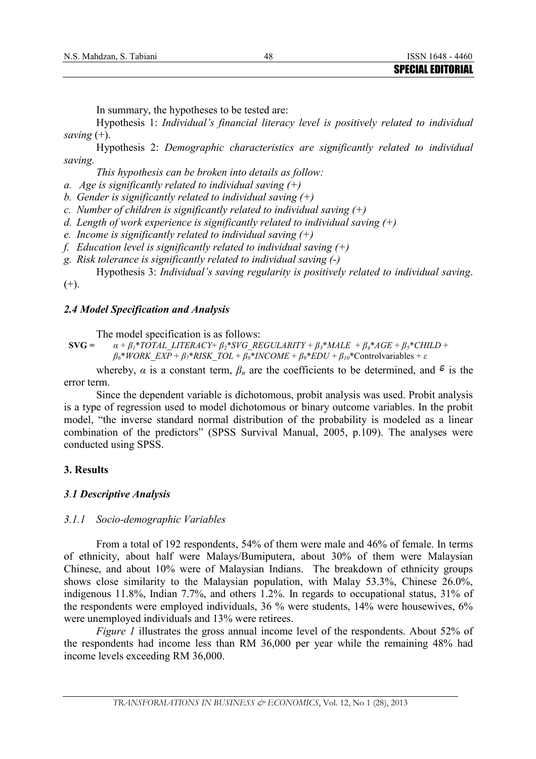In summary, the hypotheses to be tested are:

Hypothesis 1: *Individual's financial literacy level is positively related to individual saving* (+).

Hypothesis 2: *Demographic characteristics are significantly related to individual saving.*

*This hypothesis can be broken into details as follow:*

*a. Age is significantly related to individual saving (+)*
*b. Gender is significantly related to individual saving (+)*
*c. Number of children is significantly related to individual saving (+)*
*d. Length of work experience is significantly related to individual saving (+)*
*e. Income is significantly related to individual saving (+)*
*f. Education level is significantly related to individual saving (+)*
*g. Risk tolerance is significantly related to individual saving (-)*

Hypothesis 3: *Individual's saving regularity is positively related to individual saving*. (+).

### *2.4 Model Specification and Analysis*

The model specification is as follows:

$$\mathbf{SVG} = \alpha + \beta_1 * TOTAL\_LITERACY + \beta_2 * SVG\_REGULARITY + \beta_3 * MALE + \beta_4 * AGE + \beta_5 * CHILD + \beta_6 * WORK\_EXP + \beta_7 * RISK\_TOL + \beta_8 * INCOME + \beta_9 * EDU + \beta_{10} * \text{Controlvariables} + \varepsilon$$

whereby, $\alpha$ is a constant term, $\beta_n$ are the coefficients to be determined, and $\varepsilon$ is the error term.

Since the dependent variable is dichotomous, probit analysis was used. Probit analysis is a type of regression used to model dichotomous or binary outcome variables. In the probit model, "the inverse standard normal distribution of the probability is modeled as a linear combination of the predictors" (SPSS Survival Manual, 2005, p.109). The analyses were conducted using SPSS.

## 3. Results

### *3.1 Descriptive Analysis*

#### *3.1.1 Socio-demographic Variables*

From a total of 192 respondents, 54% of them were male and 46% of female. In terms of ethnicity, about half were Malays/Bumiputera, about 30% of them were Malaysian Chinese, and about 10% were of Malaysian Indians. The breakdown of ethnicity groups shows close similarity to the Malaysian population, with Malay 53.3%, Chinese 26.0%, indigenous 11.8%, Indian 7.7%, and others 1.2%. In regards to occupational status, 31% of the respondents were employed individuals, 36 % were students, 14% were housewives, 6% were unemployed individuals and 13% were retirees.

*Figure 1* illustrates the gross annual income level of the respondents. About 52% of the respondents had income less than RM 36,000 per year while the remaining 48% had income levels exceeding RM 36,000.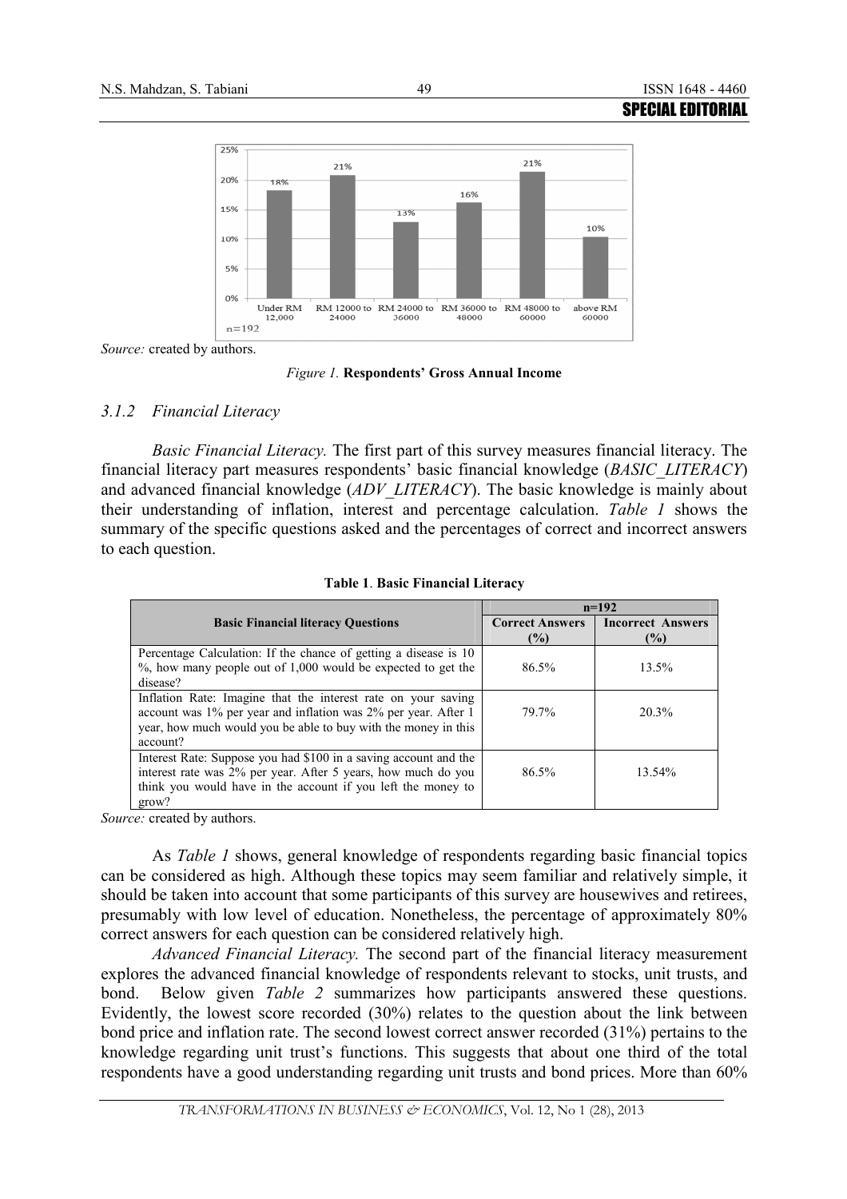Source: created by authors.

*Figure 1.* **Respondents' Gross Annual Income**

### *3.1.2 Financial Literacy*

*Basic Financial Literacy.* The first part of this survey measures financial literacy. The financial literacy part measures respondents' basic financial knowledge (*BASIC_LITERACY*) and advanced financial knowledge (*ADV_LITERACY*). The basic knowledge is mainly about their understanding of inflation, interest and percentage calculation. *Table 1* shows the summary of the specific questions asked and the percentages of correct and incorrect answers to each question.

**Table 1**. **Basic Financial Literacy**

| Basic Financial literacy Questions | n=192 | |
|---|---|---|
| | Correct Answers (%) | Incorrect Answers (%) |
| Percentage Calculation: If the chance of getting a disease is 10 %, how many people out of 1,000 would be expected to get the disease? | 86.5% | 13.5% |
| Inflation Rate: Imagine that the interest rate on your saving account was 1% per year and inflation was 2% per year. After 1 year, how much would you be able to buy with the money in this account? | 79.7% | 20.3% |
| Interest Rate: Suppose you had $100 in a saving account and the interest rate was 2% per year. After 5 years, how much do you think you would have in the account if you left the money to grow? | 86.5% | 13.54% |

*Source:* created by authors.

As *Table 1* shows, general knowledge of respondents regarding basic financial topics can be considered as high. Although these topics may seem familiar and relatively simple, it should be taken into account that some participants of this survey are housewives and retirees, presumably with low level of education. Nonetheless, the percentage of approximately 80% correct answers for each question can be considered relatively high.

*Advanced Financial Literacy.* The second part of the financial literacy measurement explores the advanced financial knowledge of respondents relevant to stocks, unit trusts, and bond. Below given *Table 2* summarizes how participants answered these questions. Evidently, the lowest score recorded (30%) relates to the question about the link between bond price and inflation rate. The second lowest correct answer recorded (31%) pertains to the knowledge regarding unit trust's functions. This suggests that about one third of the total respondents have a good understanding regarding unit trusts and bond prices. More than 60%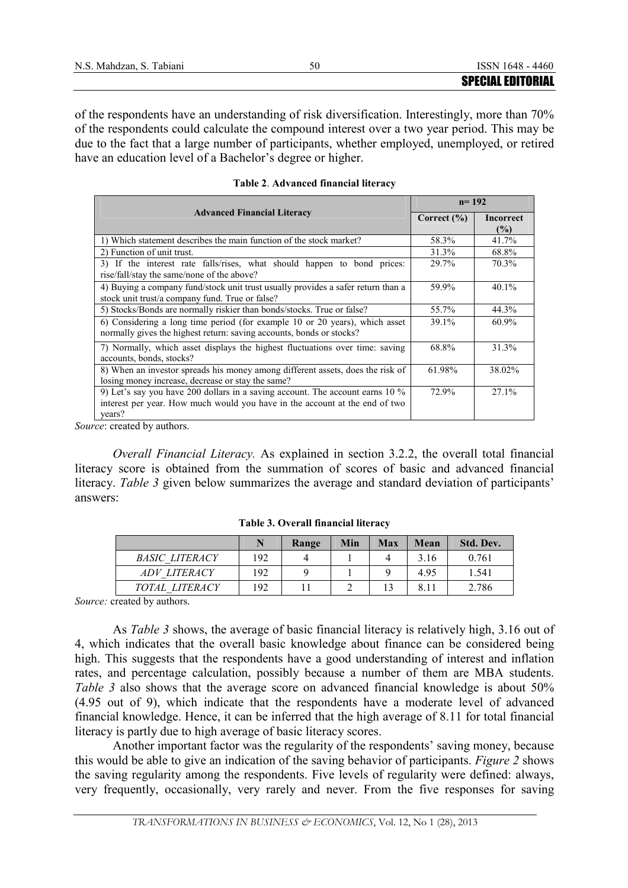of the respondents have an understanding of risk diversification. Interestingly, more than 70% of the respondents could calculate the compound interest over a two year period. This may be due to the fact that a large number of participants, whether employed, unemployed, or retired have an education level of a Bachelor's degree or higher.

**Table 2**. **Advanced financial literacy**

| Advanced Financial Literacy | n= 192 | |
|---|---|---|
| | Correct (%) | Incorrect (%) |
| 1) Which statement describes the main function of the stock market? | 58.3% | 41.7% |
| 2) Function of unit trust. | 31.3% | 68.8% |
| 3) If the interest rate falls/rises, what should happen to bond prices: rise/fall/stay the same/none of the above? | 29.7% | 70.3% |
| 4) Buying a company fund/stock unit trust usually provides a safer return than a stock unit trust/a company fund. True or false? | 59.9% | 40.1% |
| 5) Stocks/Bonds are normally riskier than bonds/stocks. True or false? | 55.7% | 44.3% |
| 6) Considering a long time period (for example 10 or 20 years), which asset normally gives the highest return: saving accounts, bonds or stocks? | 39.1% | 60.9% |
| 7) Normally, which asset displays the highest fluctuations over time: saving accounts, bonds, stocks? | 68.8% | 31.3% |
| 8) When an investor spreads his money among different assets, does the risk of losing money increase, decrease or stay the same? | 61.98% | 38.02% |
| 9) Let's say you have 200 dollars in a saving account. The account earns 10 % interest per year. How much would you have in the account at the end of two years? | 72.9% | 27.1% |

*Source*: created by authors.

*Overall Financial Literacy.* As explained in section 3.2.2, the overall total financial literacy score is obtained from the summation of scores of basic and advanced financial literacy. *Table 3* given below summarizes the average and standard deviation of participants' answers:

**Table 3. Overall financial literacy**

| | N | Range | Min | Max | Mean | Std. Dev. |
|---|---|---|---|---|---|---|
| *BASIC_LITERACY* | 192 | 4 | 1 | 4 | 3.16 | 0.761 |
| *ADV_LITERACY* | 192 | 9 | 1 | 9 | 4.95 | 1.541 |
| *TOTAL_LITERACY* | 192 | 11 | 2 | 13 | 8.11 | 2.786 |

*Source:* created by authors.

As *Table 3* shows, the average of basic financial literacy is relatively high, 3.16 out of 4, which indicates that the overall basic knowledge about finance can be considered being high. This suggests that the respondents have a good understanding of interest and inflation rates, and percentage calculation, possibly because a number of them are MBA students. *Table 3* also shows that the average score on advanced financial knowledge is about 50% (4.95 out of 9), which indicate that the respondents have a moderate level of advanced financial knowledge. Hence, it can be inferred that the high average of 8.11 for total financial literacy is partly due to high average of basic literacy scores.

Another important factor was the regularity of the respondents' saving money, because this would be able to give an indication of the saving behavior of participants. *Figure 2* shows the saving regularity among the respondents. Five levels of regularity were defined: always, very frequently, occasionally, very rarely and never. From the five responses for saving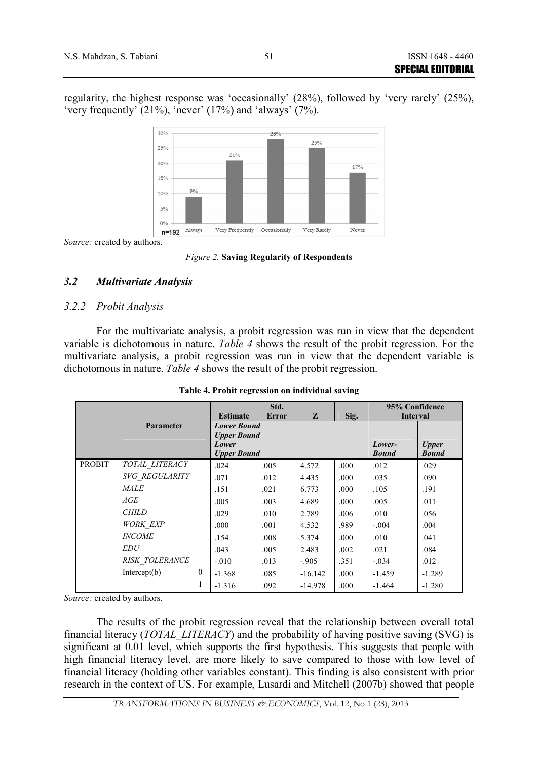regularity, the highest response was 'occasionally' (28%), followed by 'very rarely' (25%), 'very frequently' (21%), 'never' (17%) and 'always' (7%).

*Source:* created by authors.

*Figure 2.* **Saving Regularity of Respondents**

### *3.2 Multivariate Analysis*

#### *3.2.2 Probit Analysis*

For the multivariate analysis, a probit regression was run in view that the dependent variable is dichotomous in nature. *Table 4* shows the result of the probit regression. For the multivariate analysis, a probit regression was run in view that the dependent variable is dichotomous in nature. *Table 4* shows the result of the probit regression.

**Table 4. Probit regression on individual saving**

| Parameter | | | Estimate | Std. Error | Z | Sig. | 95% Confidence Interval | |
|---|---|---|---|---|---|---|---|---|
| | | | *Lower Bound Upper Bound Lower Upper Bound* | | | | *Lower-Bound* | *Upper Bound* |
| PROBIT | *TOTAL_LITERACY* | | .024 | .005 | 4.572 | .000 | .012 | .029 |
| | *SVG_REGULARITY* | | .071 | .012 | 4.435 | .000 | .035 | .090 |
| | *MALE* | | .151 | .021 | 6.773 | .000 | .105 | .191 |
| | *AGE* | | .005 | .003 | 4.689 | .000 | .005 | .011 |
| | *CHILD* | | .029 | .010 | 2.789 | .006 | .010 | .056 |
| | *WORK_EXP* | | .000 | .001 | 4.532 | .989 | -.004 | .004 |
| | *INCOME* | | .154 | .008 | 5.374 | .000 | .010 | .041 |
| | *EDU* | | .043 | .005 | 2.483 | .002 | .021 | .084 |
| | *RISK_TOLERANCE* | | -.010 | .013 | -.905 | .351 | -.034 | .012 |
| | Intercept(b) | 0 | -1.368 | .085 | -16.142 | .000 | -1.459 | -1.289 |
| | | 1 | -1.316 | .092 | -14.978 | .000 | -1.464 | -1.280 |

*Source:* created by authors.

The results of the probit regression reveal that the relationship between overall total financial literacy (*TOTAL_LITERACY*) and the probability of having positive saving (SVG) is significant at 0.01 level, which supports the first hypothesis. This suggests that people with high financial literacy level, are more likely to save compared to those with low level of financial literacy (holding other variables constant). This finding is also consistent with prior research in the context of US. For example, Lusardi and Mitchell (2007b) showed that people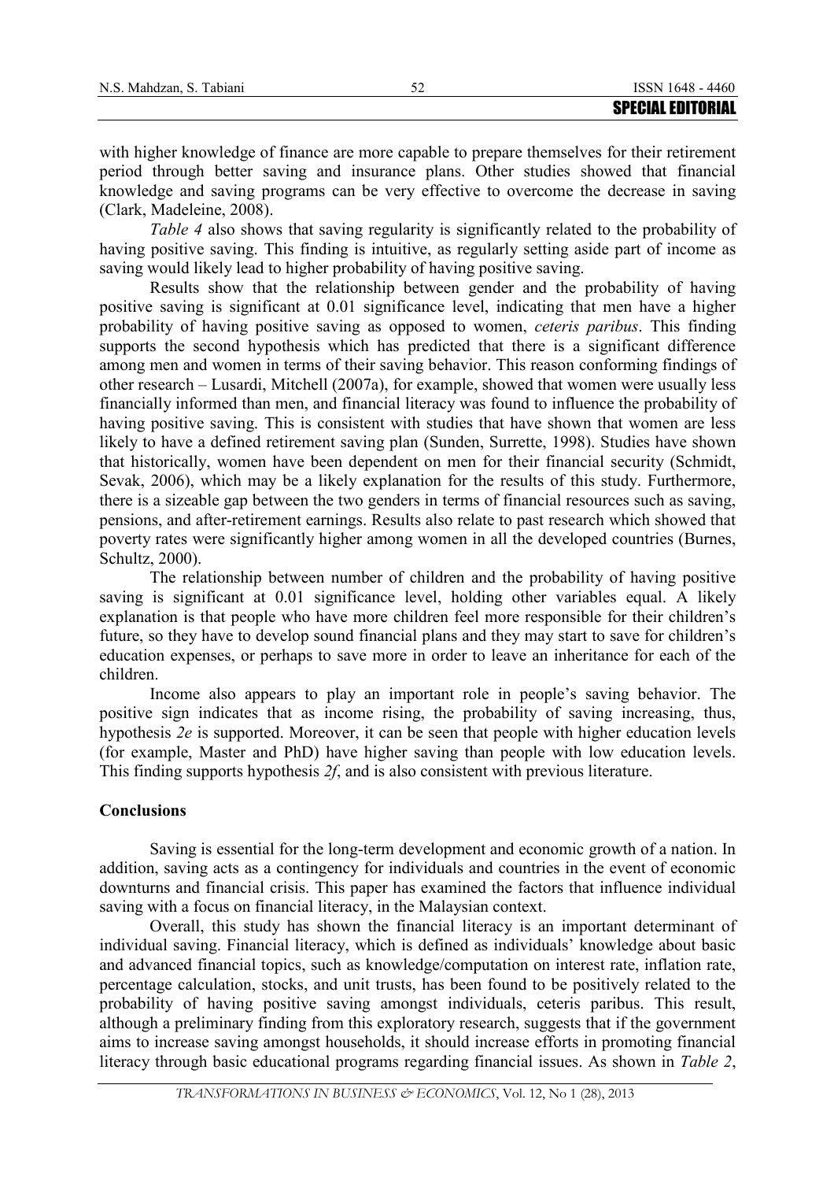with higher knowledge of finance are more capable to prepare themselves for their retirement period through better saving and insurance plans. Other studies showed that financial knowledge and saving programs can be very effective to overcome the decrease in saving (Clark, Madeleine, 2008).

*Table 4* also shows that saving regularity is significantly related to the probability of having positive saving. This finding is intuitive, as regularly setting aside part of income as saving would likely lead to higher probability of having positive saving.

Results show that the relationship between gender and the probability of having positive saving is significant at 0.01 significance level, indicating that men have a higher probability of having positive saving as opposed to women, *ceteris paribus*. This finding supports the second hypothesis which has predicted that there is a significant difference among men and women in terms of their saving behavior. This reason conforming findings of other research – Lusardi, Mitchell (2007a), for example, showed that women were usually less financially informed than men, and financial literacy was found to influence the probability of having positive saving. This is consistent with studies that have shown that women are less likely to have a defined retirement saving plan (Sunden, Surrette, 1998). Studies have shown that historically, women have been dependent on men for their financial security (Schmidt, Sevak, 2006), which may be a likely explanation for the results of this study. Furthermore, there is a sizeable gap between the two genders in terms of financial resources such as saving, pensions, and after-retirement earnings. Results also relate to past research which showed that poverty rates were significantly higher among women in all the developed countries (Burnes, Schultz, 2000).

The relationship between number of children and the probability of having positive saving is significant at 0.01 significance level, holding other variables equal. A likely explanation is that people who have more children feel more responsible for their children's future, so they have to develop sound financial plans and they may start to save for children's education expenses, or perhaps to save more in order to leave an inheritance for each of the children.

Income also appears to play an important role in people's saving behavior. The positive sign indicates that as income rising, the probability of saving increasing, thus, hypothesis *2e* is supported. Moreover, it can be seen that people with higher education levels (for example, Master and PhD) have higher saving than people with low education levels. This finding supports hypothesis *2f*, and is also consistent with previous literature.

## Conclusions

Saving is essential for the long-term development and economic growth of a nation. In addition, saving acts as a contingency for individuals and countries in the event of economic downturns and financial crisis. This paper has examined the factors that influence individual saving with a focus on financial literacy, in the Malaysian context.

Overall, this study has shown the financial literacy is an important determinant of individual saving. Financial literacy, which is defined as individuals' knowledge about basic and advanced financial topics, such as knowledge/computation on interest rate, inflation rate, percentage calculation, stocks, and unit trusts, has been found to be positively related to the probability of having positive saving amongst individuals, ceteris paribus. This result, although a preliminary finding from this exploratory research, suggests that if the government aims to increase saving amongst households, it should increase efforts in promoting financial literacy through basic educational programs regarding financial issues. As shown in *Table 2*,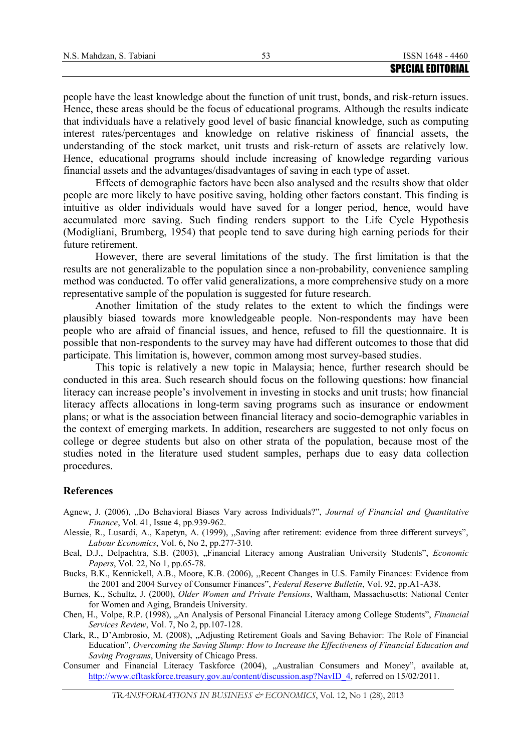people have the least knowledge about the function of unit trust, bonds, and risk-return issues. Hence, these areas should be the focus of educational programs. Although the results indicate that individuals have a relatively good level of basic financial knowledge, such as computing interest rates/percentages and knowledge on relative riskiness of financial assets, the understanding of the stock market, unit trusts and risk-return of assets are relatively low. Hence, educational programs should include increasing of knowledge regarding various financial assets and the advantages/disadvantages of saving in each type of asset.

Effects of demographic factors have been also analysed and the results show that older people are more likely to have positive saving, holding other factors constant. This finding is intuitive as older individuals would have saved for a longer period, hence, would have accumulated more saving. Such finding renders support to the Life Cycle Hypothesis (Modigliani, Brumberg, 1954) that people tend to save during high earning periods for their future retirement.

However, there are several limitations of the study. The first limitation is that the results are not generalizable to the population since a non-probability, convenience sampling method was conducted. To offer valid generalizations, a more comprehensive study on a more representative sample of the population is suggested for future research.

Another limitation of the study relates to the extent to which the findings were plausibly biased towards more knowledgeable people. Non-respondents may have been people who are afraid of financial issues, and hence, refused to fill the questionnaire. It is possible that non-respondents to the survey may have had different outcomes to those that did participate. This limitation is, however, common among most survey-based studies.

This topic is relatively a new topic in Malaysia; hence, further research should be conducted in this area. Such research should focus on the following questions: how financial literacy can increase people's involvement in investing in stocks and unit trusts; how financial literacy affects allocations in long-term saving programs such as insurance or endowment plans; or what is the association between financial literacy and socio-demographic variables in the context of emerging markets. In addition, researchers are suggested to not only focus on college or degree students but also on other strata of the population, because most of the studies noted in the literature used student samples, perhaps due to easy data collection procedures.

## References

Agnew, J. (2006), „Do Behavioral Biases Vary across Individuals?", *Journal of Financial and Quantitative Finance*, Vol. 41, Issue 4, pp.939-962.

Alessie, R., Lusardi, A., Kapetyn, A. (1999), „Saving after retirement: evidence from three different surveys", *Labour Economics*, Vol. 6, No 2, pp.277-310.

Beal, D.J., Delpachtra, S.B. (2003), „Financial Literacy among Australian University Students", *Economic Papers*, Vol. 22, No 1, pp.65-78.

Bucks, B.K., Kennickell, A.B., Moore, K.B. (2006), „Recent Changes in U.S. Family Finances: Evidence from the 2001 and 2004 Survey of Consumer Finances", *Federal Reserve Bulletin*, Vol. 92, pp.A1-A38.

Burnes, K., Schultz, J. (2000), *Older Women and Private Pensions*, Waltham, Massachusetts: National Center for Women and Aging, Brandeis University.

Chen, H., Volpe, R.P. (1998), „An Analysis of Personal Financial Literacy among College Students", *Financial Services Review*, Vol. 7, No 2, pp.107-128.

Clark, R., D'Ambrosio, M. (2008), „Adjusting Retirement Goals and Saving Behavior: The Role of Financial Education", *Overcoming the Saving Slump: How to Increase the Effectiveness of Financial Education and Saving Programs*, University of Chicago Press.

Consumer and Financial Literacy Taskforce (2004), „Australian Consumers and Money", available at, http://www.cfltaskforce.treasury.gov.au/content/discussion.asp?NavID_4, referred on 15/02/2011.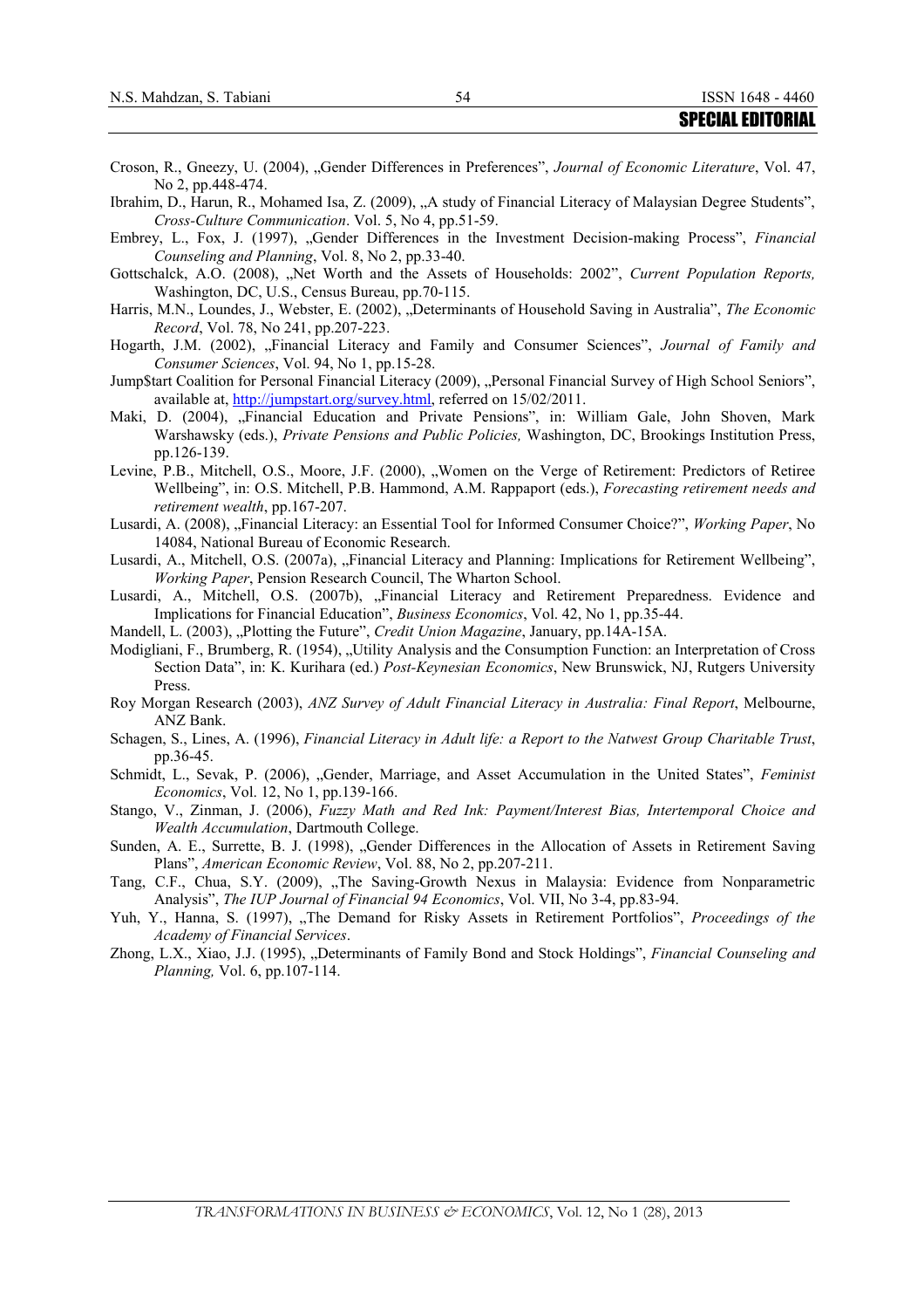Croson, R., Gneezy, U. (2004), „Gender Differences in Preferences", *Journal of Economic Literature*, Vol. 47, No 2, pp.448-474.

Ibrahim, D., Harun, R., Mohamed Isa, Z. (2009), „A study of Financial Literacy of Malaysian Degree Students", *Cross-Culture Communication*. Vol. 5, No 4, pp.51-59.

Embrey, L., Fox, J. (1997), „Gender Differences in the Investment Decision-making Process", *Financial Counseling and Planning*, Vol. 8, No 2, pp.33-40.

Gottschalck, A.O. (2008), „Net Worth and the Assets of Households: 2002", *Current Population Reports,* Washington, DC, U.S., Census Bureau, pp.70-115.

Harris, M.N., Loundes, J., Webster, E. (2002), „Determinants of Household Saving in Australia", *The Economic Record*, Vol. 78, No 241, pp.207-223.

Hogarth, J.M. (2002), „Financial Literacy and Family and Consumer Sciences", *Journal of Family and Consumer Sciences*, Vol. 94, No 1, pp.15-28.

Jump$tart Coalition for Personal Financial Literacy (2009), „Personal Financial Survey of High School Seniors", available at, http://jumpstart.org/survey.html, referred on 15/02/2011.

Maki, D. (2004), „Financial Education and Private Pensions", in: William Gale, John Shoven, Mark Warshawsky (eds.), *Private Pensions and Public Policies,* Washington, DC, Brookings Institution Press, pp.126-139.

Levine, P.B., Mitchell, O.S., Moore, J.F. (2000), „Women on the Verge of Retirement: Predictors of Retiree Wellbeing", in: O.S. Mitchell, P.B. Hammond, A.M. Rappaport (eds.), *Forecasting retirement needs and retirement wealth*, pp.167-207.

Lusardi, A. (2008), „Financial Literacy: an Essential Tool for Informed Consumer Choice?", *Working Paper*, No 14084, National Bureau of Economic Research.

Lusardi, A., Mitchell, O.S. (2007a), „Financial Literacy and Planning: Implications for Retirement Wellbeing", *Working Paper*, Pension Research Council, The Wharton School.

Lusardi, A., Mitchell, O.S. (2007b), „Financial Literacy and Retirement Preparedness. Evidence and Implications for Financial Education", *Business Economics*, Vol. 42, No 1, pp.35-44.

Mandell, L. (2003), „Plotting the Future", *Credit Union Magazine*, January, pp.14A-15A.

Modigliani, F., Brumberg, R. (1954), „Utility Analysis and the Consumption Function: an Interpretation of Cross Section Data", in: K. Kurihara (ed.) *Post-Keynesian Economics*, New Brunswick, NJ, Rutgers University Press.

Roy Morgan Research (2003), *ANZ Survey of Adult Financial Literacy in Australia: Final Report*, Melbourne, ANZ Bank.

Schagen, S., Lines, A. (1996), *Financial Literacy in Adult life: a Report to the Natwest Group Charitable Trust*, pp.36-45.

Schmidt, L., Sevak, P. (2006), „Gender, Marriage, and Asset Accumulation in the United States", *Feminist Economics*, Vol. 12, No 1, pp.139-166.

Stango, V., Zinman, J. (2006), *Fuzzy Math and Red Ink: Payment/Interest Bias, Intertemporal Choice and Wealth Accumulation*, Dartmouth College.

Sunden, A. E., Surrette, B. J. (1998), „Gender Differences in the Allocation of Assets in Retirement Saving Plans", *American Economic Review*, Vol. 88, No 2, pp.207-211.

Tang, C.F., Chua, S.Y. (2009), „The Saving-Growth Nexus in Malaysia: Evidence from Nonparametric Analysis", *The IUP Journal of Financial 94 Economics*, Vol. VII, No 3-4, pp.83-94.

Yuh, Y., Hanna, S. (1997), „The Demand for Risky Assets in Retirement Portfolios", *Proceedings of the Academy of Financial Services*.

Zhong, L.X., Xiao, J.J. (1995), „Determinants of Family Bond and Stock Holdings", *Financial Counseling and Planning,* Vol. 6, pp.107-114.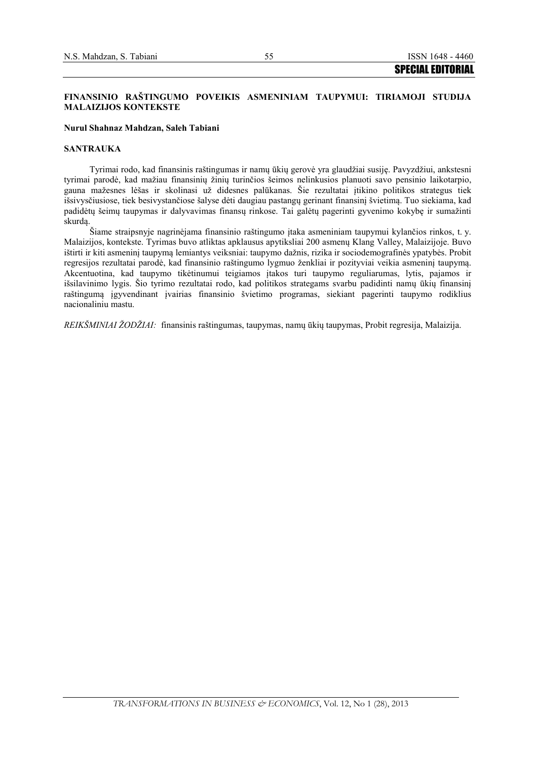## FINANSINIO RAŠTINGUMO POVEIKIS ASMENINIAM TAUPYMUI: TIRIAMOJI STUDIJA MALAIZIJOS KONTEKSTE

**Nurul Shahnaz Mahdzan, Saleh Tabiani**

### SANTRAUKA

Tyrimai rodo, kad finansinis raštingumas ir namų ūkių gerovė yra glaudžiai susiję. Pavyzdžiui, ankstesni tyrimai parodė, kad mažiau finansinių žinių turinčios šeimos nelinkusios planuoti savo pensinio laikotarpio, gauna mažesnes lėšas ir skolinasi už didesnes palūkanas. Šie rezultatai įtikino politikos strategus tiek išsivysčiusiose, tiek besivystančiose šalyse dėti daugiau pastangų gerinant finansinį švietimą. Tuo siekiama, kad padidėtų šeimų taupymas ir dalyvavimas finansų rinkose. Tai galėtų pagerinti gyvenimo kokybę ir sumažinti skurdą.

Šiame straipsnyje nagrinėjama finansinio raštingumo įtaka asmeniniam taupymui kylančios rinkos, t. y. Malaizijos, kontekste. Tyrimas buvo atliktas apklausus apytiksliai 200 asmenų Klang Valley, Malaizijoje. Buvo ištirti ir kiti asmeninį taupymą lemiantys veiksniai: taupymo dažnis, rizika ir sociodemografinės ypatybės. Probit regresijos rezultatai parodė, kad finansinio raštingumo lygmuo ženkliai ir pozityviai veikia asmeninį taupymą. Akcentuotina, kad taupymo tikėtinumui teigiamos įtakos turi taupymo reguliarumas, lytis, pajamos ir išsilavinimo lygis. Šio tyrimo rezultatai rodo, kad politikos strategams svarbu padidinti namų ūkių finansinį raštingumą įgyvendinant įvairias finansinio švietimo programas, siekiant pagerinti taupymo rodiklius nacionaliniu mastu.

*REIKŠMINIAI ŽODŽIAI:* finansinis raštingumas, taupymas, namų ūkių taupymas, Probit regresija, Malaizija.